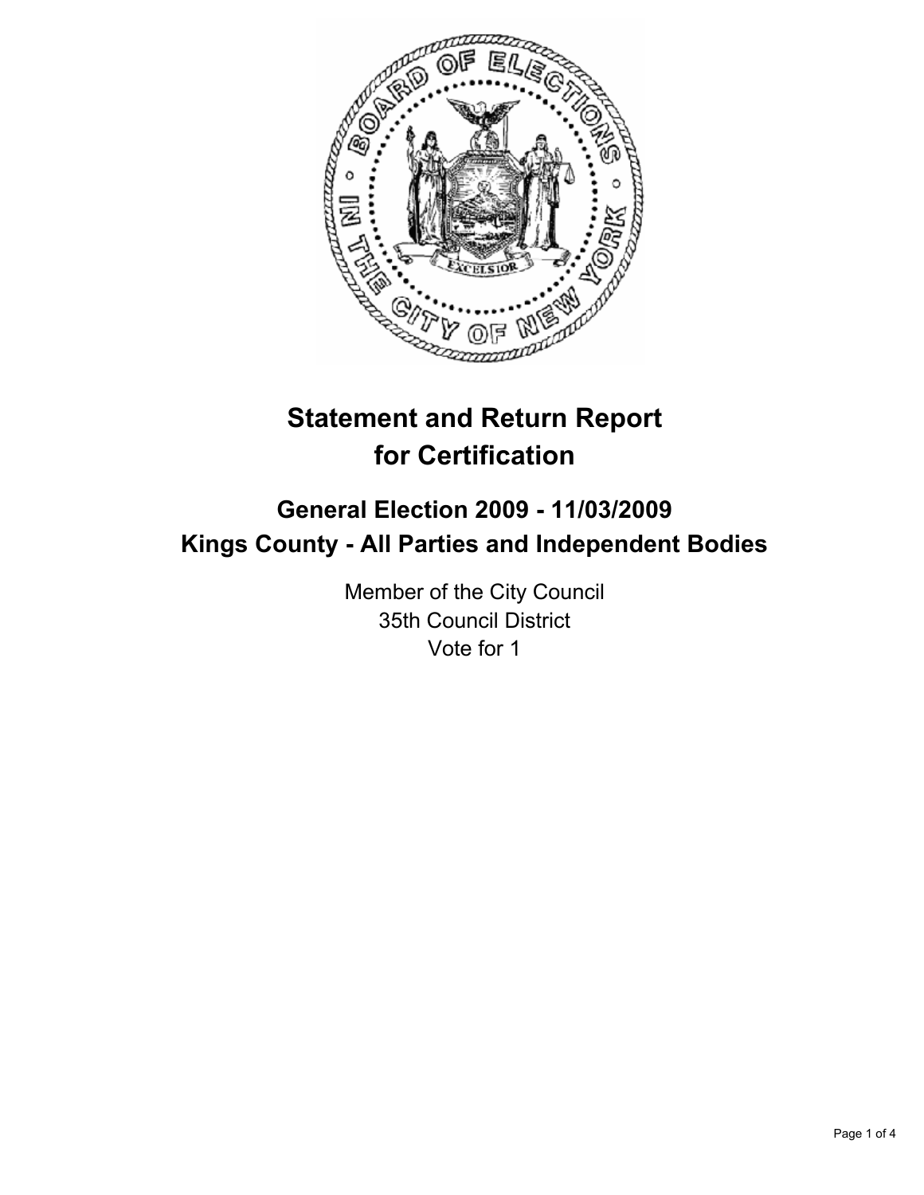# Statement and Return Report for Certification

## General Election 2009 - 11/03/2009
## Kings County - All Parties and Independent Bodies

Member of the City Council
35th Council District
Vote for 1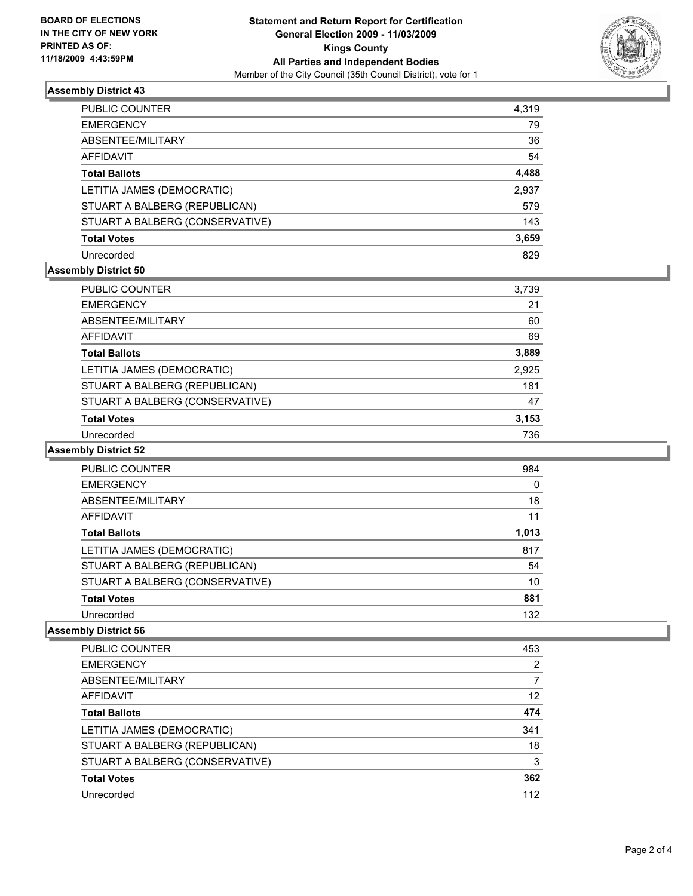**BOARD OF ELECTIONS**
**IN THE CITY OF NEW YORK**
**PRINTED AS OF:**
**11/18/2009 4:43:59PM**

**Statement and Return Report for Certification**
**General Election 2009 - 11/03/2009**
**Kings County**
**All Parties and Independent Bodies**
Member of the City Council (35th Council District), vote for 1

### Assembly District 43

| | |
|---|---|
| PUBLIC COUNTER | 4,319 |
| EMERGENCY | 79 |
| ABSENTEE/MILITARY | 36 |
| AFFIDAVIT | 54 |
| **Total Ballots** | **4,488** |
| LETITIA JAMES (DEMOCRATIC) | 2,937 |
| STUART A BALBERG (REPUBLICAN) | 579 |
| STUART A BALBERG (CONSERVATIVE) | 143 |
| **Total Votes** | **3,659** |
| Unrecorded | 829 |

### Assembly District 50

| | |
|---|---|
| PUBLIC COUNTER | 3,739 |
| EMERGENCY | 21 |
| ABSENTEE/MILITARY | 60 |
| AFFIDAVIT | 69 |
| **Total Ballots** | **3,889** |
| LETITIA JAMES (DEMOCRATIC) | 2,925 |
| STUART A BALBERG (REPUBLICAN) | 181 |
| STUART A BALBERG (CONSERVATIVE) | 47 |
| **Total Votes** | **3,153** |
| Unrecorded | 736 |

### Assembly District 52

| | |
|---|---|
| PUBLIC COUNTER | 984 |
| EMERGENCY | 0 |
| ABSENTEE/MILITARY | 18 |
| AFFIDAVIT | 11 |
| **Total Ballots** | **1,013** |
| LETITIA JAMES (DEMOCRATIC) | 817 |
| STUART A BALBERG (REPUBLICAN) | 54 |
| STUART A BALBERG (CONSERVATIVE) | 10 |
| **Total Votes** | **881** |
| Unrecorded | 132 |

### Assembly District 56

| | |
|---|---|
| PUBLIC COUNTER | 453 |
| EMERGENCY | 2 |
| ABSENTEE/MILITARY | 7 |
| AFFIDAVIT | 12 |
| **Total Ballots** | **474** |
| LETITIA JAMES (DEMOCRATIC) | 341 |
| STUART A BALBERG (REPUBLICAN) | 18 |
| STUART A BALBERG (CONSERVATIVE) | 3 |
| **Total Votes** | **362** |
| Unrecorded | 112 |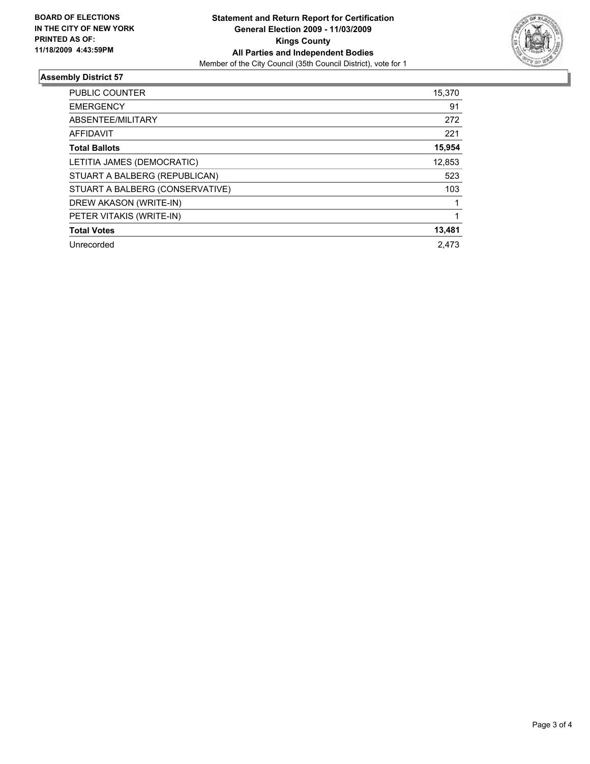**BOARD OF ELECTIONS IN THE CITY OF NEW YORK PRINTED AS OF: 11/18/2009 4:43:59PM**

**Statement and Return Report for Certification General Election 2009 - 11/03/2009 Kings County All Parties and Independent Bodies**

Member of the City Council (35th Council District), vote for 1

## Assembly District 57

| | |
|---|---|
| PUBLIC COUNTER | 15,370 |
| EMERGENCY | 91 |
| ABSENTEE/MILITARY | 272 |
| AFFIDAVIT | 221 |
| **Total Ballots** | **15,954** |
| LETITIA JAMES (DEMOCRATIC) | 12,853 |
| STUART A BALBERG (REPUBLICAN) | 523 |
| STUART A BALBERG (CONSERVATIVE) | 103 |
| DREW AKASON (WRITE-IN) | 1 |
| PETER VITAKIS (WRITE-IN) | 1 |
| **Total Votes** | **13,481** |
| Unrecorded | 2,473 |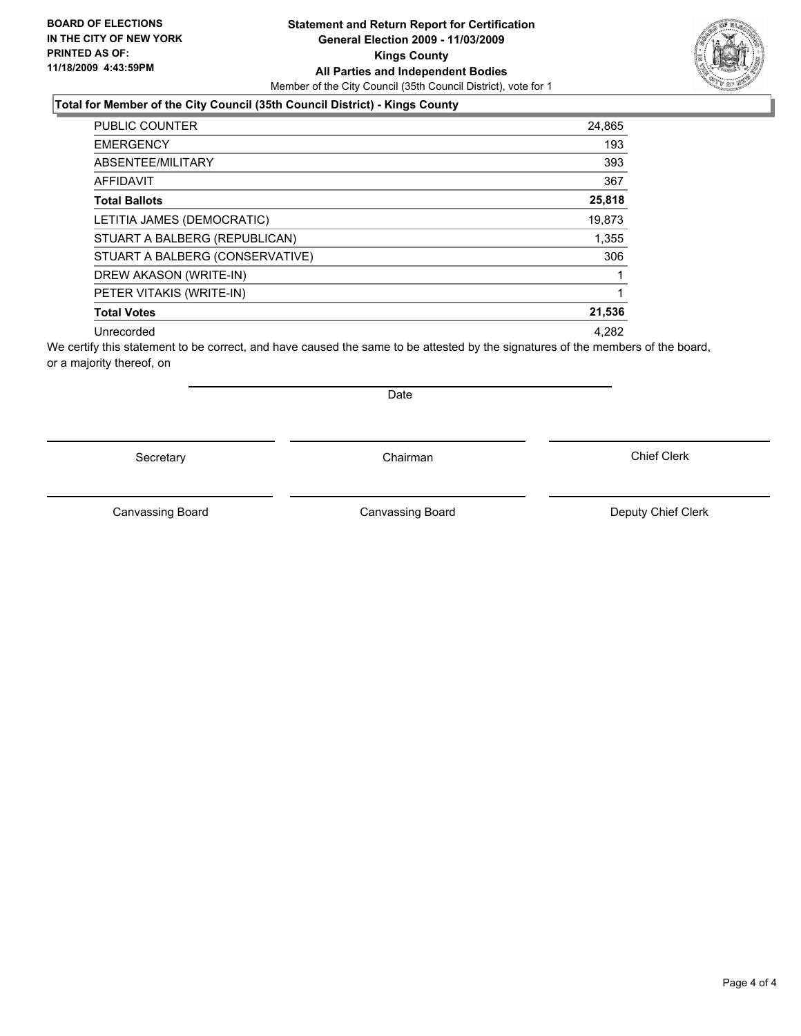**BOARD OF ELECTIONS IN THE CITY OF NEW YORK PRINTED AS OF: 11/18/2009 4:43:59PM**

**Statement and Return Report for Certification**
**General Election 2009 - 11/03/2009**
**Kings County**
**All Parties and Independent Bodies**
Member of the City Council (35th Council District), vote for 1

### Total for Member of the City Council (35th Council District) - Kings County

| | |
|---|---|
| PUBLIC COUNTER | 24,865 |
| EMERGENCY | 193 |
| ABSENTEE/MILITARY | 393 |
| AFFIDAVIT | 367 |
| **Total Ballots** | **25,818** |
| LETITIA JAMES (DEMOCRATIC) | 19,873 |
| STUART A BALBERG (REPUBLICAN) | 1,355 |
| STUART A BALBERG (CONSERVATIVE) | 306 |
| DREW AKASON (WRITE-IN) | 1 |
| PETER VITAKIS (WRITE-IN) | 1 |
| **Total Votes** | **21,536** |
| Unrecorded | 4,282 |

We certify this statement to be correct, and have caused the same to be attested by the signatures of the members of the board, or a majority thereof, on

Date

Secretary | Chairman | Chief Clerk

Canvassing Board | Canvassing Board | Deputy Chief Clerk